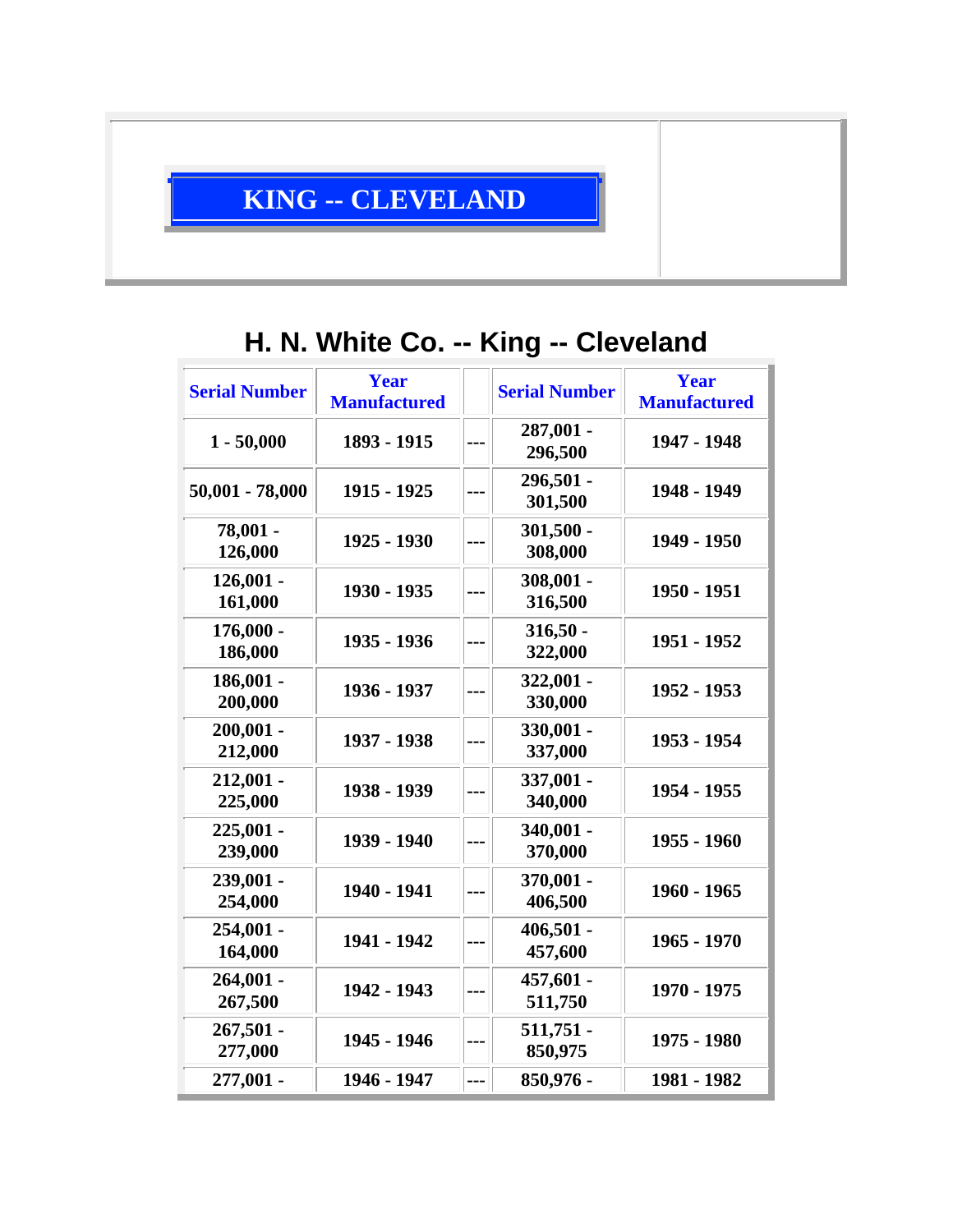# KING -- CLEVELAND

## H. N. White Co. -- King -- Cleveland

| Serial Number | Year Manufactured | | Serial Number | Year Manufactured |
|---|---|---|---|---|
| 1 - 50,000 | 1893 - 1915 | --- | 287,001 - 296,500 | 1947 - 1948 |
| 50,001 - 78,000 | 1915 - 1925 | --- | 296,501 - 301,500 | 1948 - 1949 |
| 78,001 - 126,000 | 1925 - 1930 | --- | 301,500 - 308,000 | 1949 - 1950 |
| 126,001 - 161,000 | 1930 - 1935 | --- | 308,001 - 316,500 | 1950 - 1951 |
| 176,000 - 186,000 | 1935 - 1936 | --- | 316,50 - 322,000 | 1951 - 1952 |
| 186,001 - 200,000 | 1936 - 1937 | --- | 322,001 - 330,000 | 1952 - 1953 |
| 200,001 - 212,000 | 1937 - 1938 | --- | 330,001 - 337,000 | 1953 - 1954 |
| 212,001 - 225,000 | 1938 - 1939 | --- | 337,001 - 340,000 | 1954 - 1955 |
| 225,001 - 239,000 | 1939 - 1940 | --- | 340,001 - 370,000 | 1955 - 1960 |
| 239,001 - 254,000 | 1940 - 1941 | --- | 370,001 - 406,500 | 1960 - 1965 |
| 254,001 - 164,000 | 1941 - 1942 | --- | 406,501 - 457,600 | 1965 - 1970 |
| 264,001 - 267,500 | 1942 - 1943 | --- | 457,601 - 511,750 | 1970 - 1975 |
| 267,501 - 277,000 | 1945 - 1946 | --- | 511,751 - 850,975 | 1975 - 1980 |
| 277,001 - | 1946 - 1947 | --- | 850,976 - | 1981 - 1982 |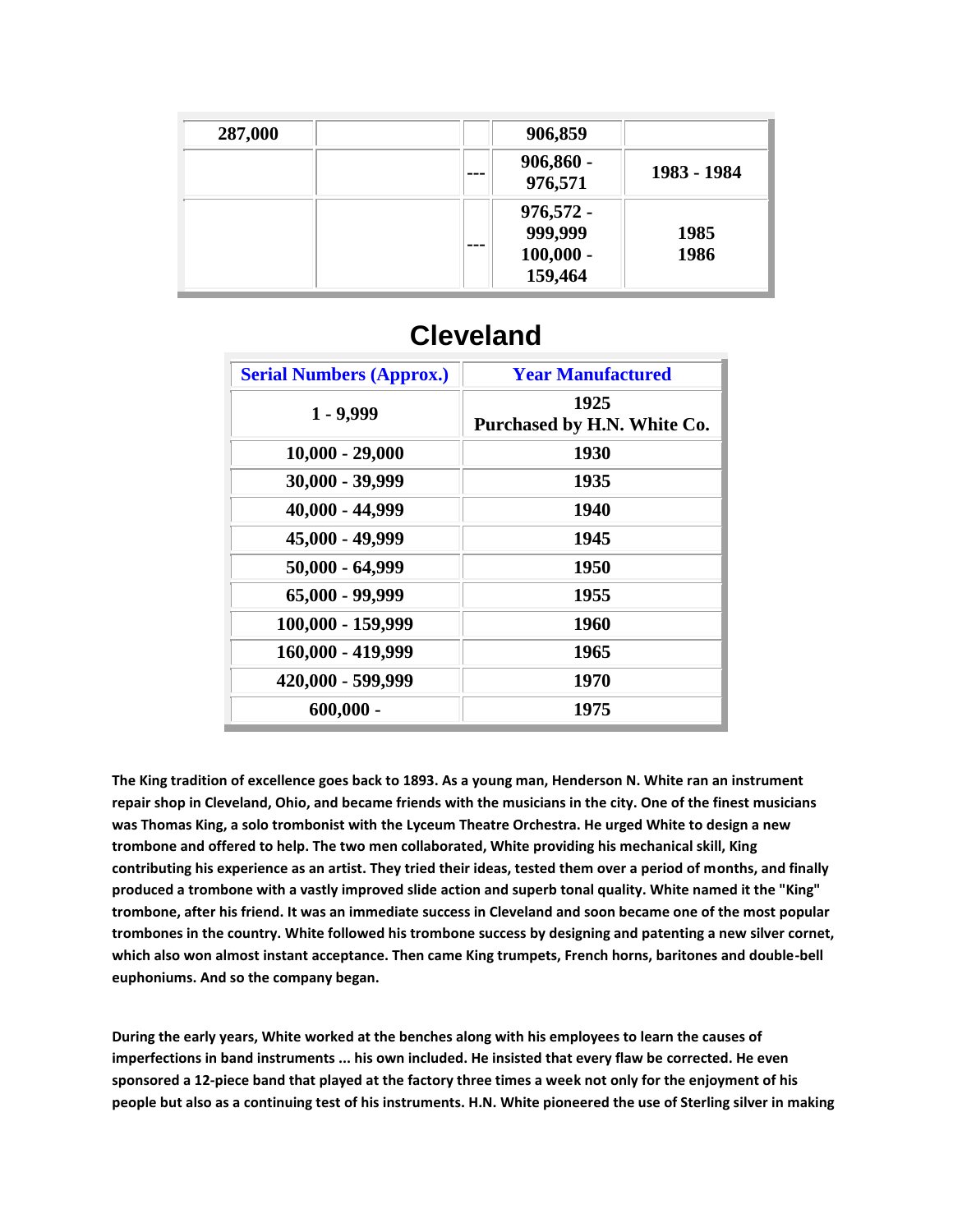| 287,000 | | | 906,859 | |
| --- | --- | --- | --- | --- |
| | | --- | 906,860 - 976,571 | 1983 - 1984 |
| | | --- | 976,572 - 999,999<br>100,000 - 159,464 | 1985<br>1986 |

## Cleveland

| Serial Numbers (Approx.) | Year Manufactured |
| --- | --- |
| 1 - 9,999 | 1925<br>Purchased by H.N. White Co. |
| 10,000 - 29,000 | 1930 |
| 30,000 - 39,999 | 1935 |
| 40,000 - 44,999 | 1940 |
| 45,000 - 49,999 | 1945 |
| 50,000 - 64,999 | 1950 |
| 65,000 - 99,999 | 1955 |
| 100,000 - 159,999 | 1960 |
| 160,000 - 419,999 | 1965 |
| 420,000 - 599,999 | 1970 |
| 600,000 - | 1975 |

**The King tradition of excellence goes back to 1893. As a young man, Henderson N. White ran an instrument repair shop in Cleveland, Ohio, and became friends with the musicians in the city. One of the finest musicians was Thomas King, a solo trombonist with the Lyceum Theatre Orchestra. He urged White to design a new trombone and offered to help. The two men collaborated, White providing his mechanical skill, King contributing his experience as an artist. They tried their ideas, tested them over a period of months, and finally produced a trombone with a vastly improved slide action and superb tonal quality. White named it the "King" trombone, after his friend. It was an immediate success in Cleveland and soon became one of the most popular trombones in the country. White followed his trombone success by designing and patenting a new silver cornet, which also won almost instant acceptance. Then came King trumpets, French horns, baritones and double-bell euphoniums. And so the company began.**

**During the early years, White worked at the benches along with his employees to learn the causes of imperfections in band instruments ... his own included. He insisted that every flaw be corrected. He even sponsored a 12-piece band that played at the factory three times a week not only for the enjoyment of his people but also as a continuing test of his instruments. H.N. White pioneered the use of Sterling silver in making**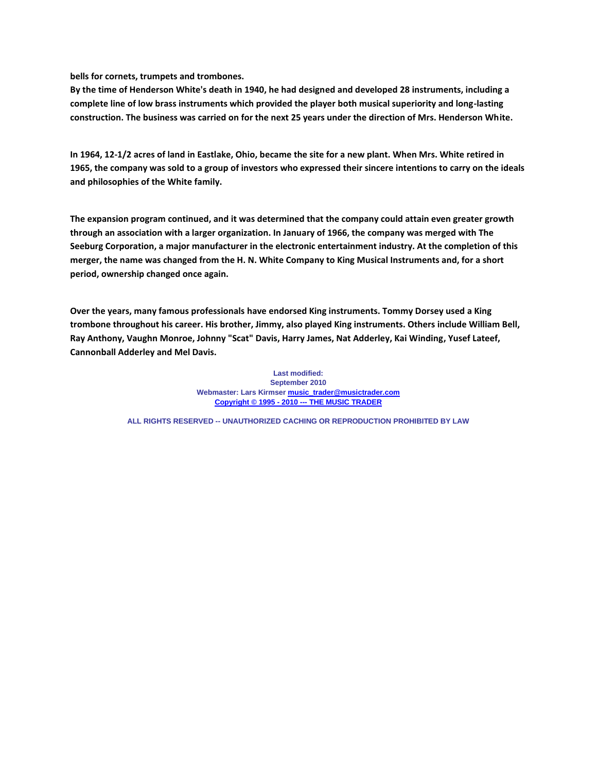**bells for cornets, trumpets and trombones.**
**By the time of Henderson White's death in 1940, he had designed and developed 28 instruments, including a complete line of low brass instruments which provided the player both musical superiority and long-lasting construction. The business was carried on for the next 25 years under the direction of Mrs. Henderson White.**

**In 1964, 12-1/2 acres of land in Eastlake, Ohio, became the site for a new plant. When Mrs. White retired in 1965, the company was sold to a group of investors who expressed their sincere intentions to carry on the ideals and philosophies of the White family.**

**The expansion program continued, and it was determined that the company could attain even greater growth through an association with a larger organization. In January of 1966, the company was merged with The Seeburg Corporation, a major manufacturer in the electronic entertainment industry. At the completion of this merger, the name was changed from the H. N. White Company to King Musical Instruments and, for a short period, ownership changed once again.**

**Over the years, many famous professionals have endorsed King instruments. Tommy Dorsey used a King trombone throughout his career. His brother, Jimmy, also played King instruments. Others include William Bell, Ray Anthony, Vaughn Monroe, Johnny "Scat" Davis, Harry James, Nat Adderley, Kai Winding, Yusef Lateef, Cannonball Adderley and Mel Davis.**

**Last modified:**
**September 2010**
**Webmaster: Lars Kirmser music_trader@musictrader.com**
**Copyright © 1995 - 2010 --- THE MUSIC TRADER**

**ALL RIGHTS RESERVED -- UNAUTHORIZED CACHING OR REPRODUCTION PROHIBITED BY LAW**